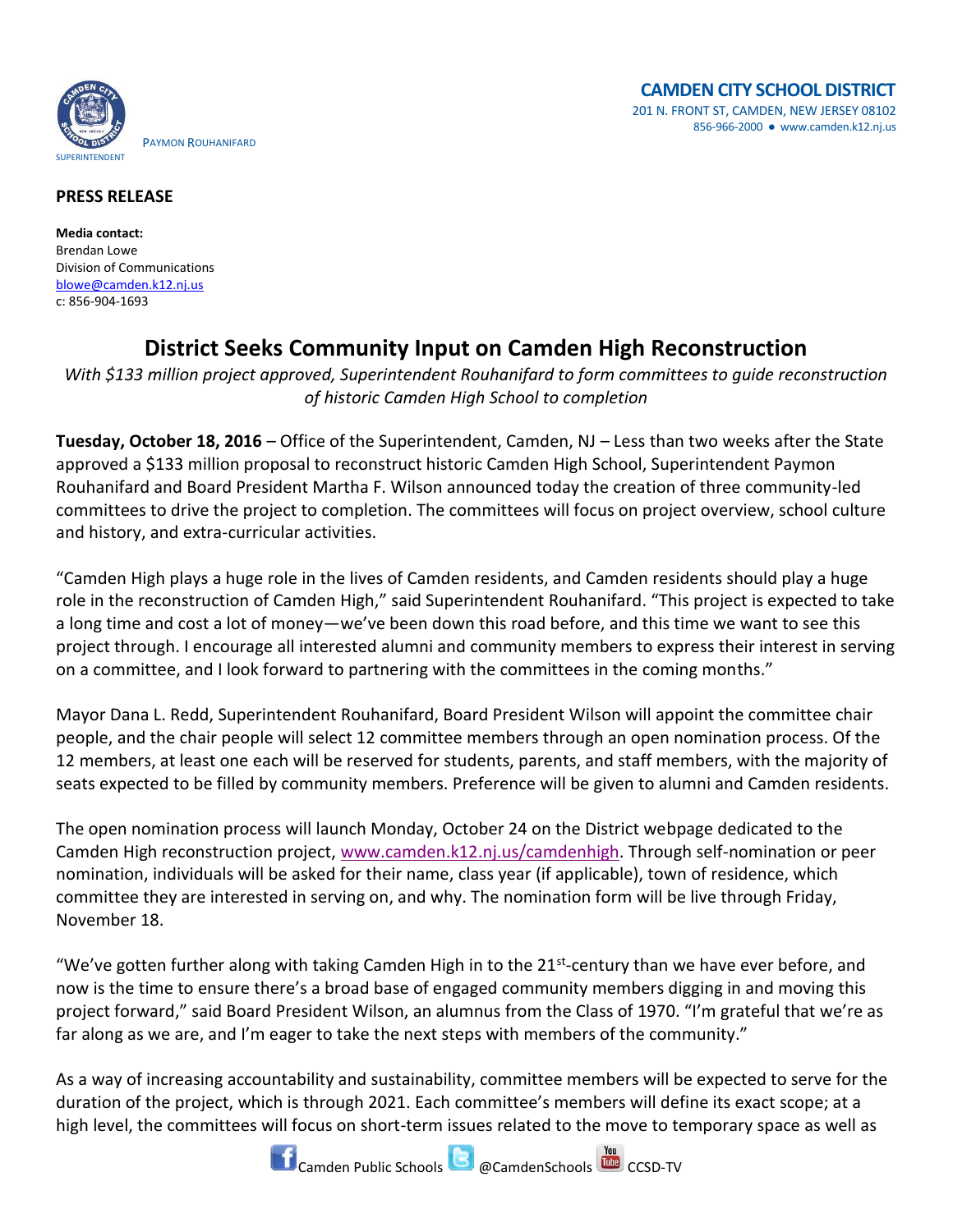PAYMON ROUHANIFARD
SUPERINTENDENT

**CAMDEN CITY SCHOOL DISTRICT**
201 N. FRONT ST, CAMDEN, NEW JERSEY 08102
856-966-2000 ● www.camden.k12.nj.us

**PRESS RELEASE**

**Media contact:**
Brendan Lowe
Division of Communications
blowe@camden.k12.nj.us
c: 856-904-1693

# District Seeks Community Input on Camden High Reconstruction

*With $133 million project approved, Superintendent Rouhanifard to form committees to guide reconstruction of historic Camden High School to completion*

**Tuesday, October 18, 2016** – Office of the Superintendent, Camden, NJ – Less than two weeks after the State approved a $133 million proposal to reconstruct historic Camden High School, Superintendent Paymon Rouhanifard and Board President Martha F. Wilson announced today the creation of three community-led committees to drive the project to completion. The committees will focus on project overview, school culture and history, and extra-curricular activities.

"Camden High plays a huge role in the lives of Camden residents, and Camden residents should play a huge role in the reconstruction of Camden High," said Superintendent Rouhanifard. "This project is expected to take a long time and cost a lot of money—we've been down this road before, and this time we want to see this project through. I encourage all interested alumni and community members to express their interest in serving on a committee, and I look forward to partnering with the committees in the coming months."

Mayor Dana L. Redd, Superintendent Rouhanifard, Board President Wilson will appoint the committee chair people, and the chair people will select 12 committee members through an open nomination process. Of the 12 members, at least one each will be reserved for students, parents, and staff members, with the majority of seats expected to be filled by community members. Preference will be given to alumni and Camden residents.

The open nomination process will launch Monday, October 24 on the District webpage dedicated to the Camden High reconstruction project, www.camden.k12.nj.us/camdenhigh. Through self-nomination or peer nomination, individuals will be asked for their name, class year (if applicable), town of residence, which committee they are interested in serving on, and why. The nomination form will be live through Friday, November 18.

"We've gotten further along with taking Camden High in to the 21st-century than we have ever before, and now is the time to ensure there's a broad base of engaged community members digging in and moving this project forward," said Board President Wilson, an alumnus from the Class of 1970. "I'm grateful that we're as far along as we are, and I'm eager to take the next steps with members of the community."

As a way of increasing accountability and sustainability, committee members will be expected to serve for the duration of the project, which is through 2021. Each committee's members will define its exact scope; at a high level, the committees will focus on short-term issues related to the move to temporary space as well as

Camden Public Schools @CamdenSchools CCSD-TV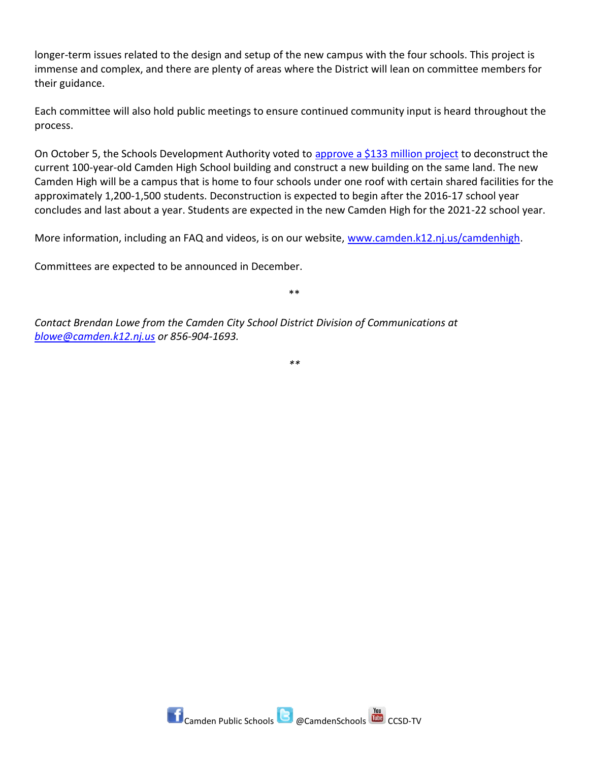longer-term issues related to the design and setup of the new campus with the four schools. This project is immense and complex, and there are plenty of areas where the District will lean on committee members for their guidance.

Each committee will also hold public meetings to ensure continued community input is heard throughout the process.

On October 5, the Schools Development Authority voted to [approve a $133 million project](#) to deconstruct the current 100-year-old Camden High School building and construct a new building on the same land. The new Camden High will be a campus that is home to four schools under one roof with certain shared facilities for the approximately 1,200-1,500 students. Deconstruction is expected to begin after the 2016-17 school year concludes and last about a year. Students are expected in the new Camden High for the 2021-22 school year.

More information, including an FAQ and videos, is on our website, [www.camden.k12.nj.us/camdenhigh](http://www.camden.k12.nj.us/camdenhigh).

Committees are expected to be announced in December.

**

*Contact Brendan Lowe from the Camden City School District Division of Communications at [blowe@camden.k12.nj.us](mailto:blowe@camden.k12.nj.us) or 856-904-1693.*

**

Camden Public Schools @CamdenSchools CCSD-TV